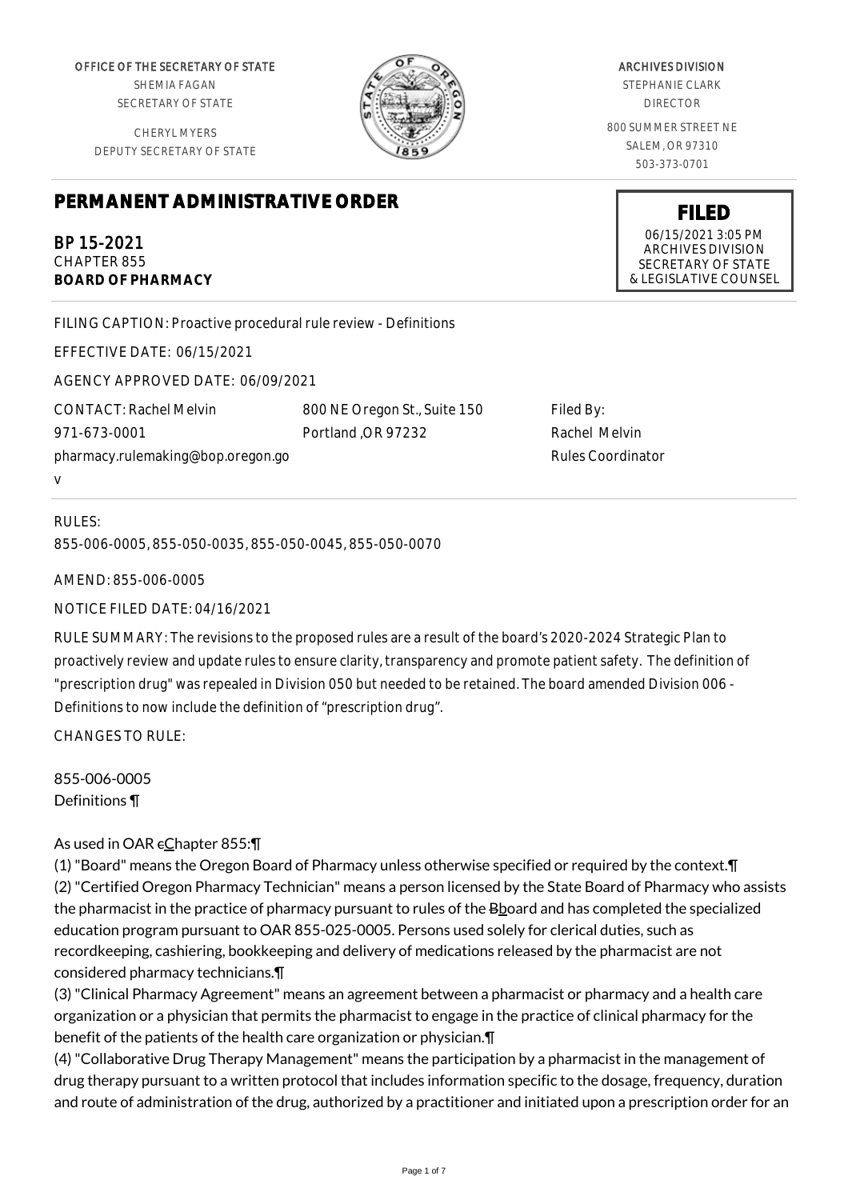OFFICE OF THE SECRETARY OF STATE
SHEMIA FAGAN
SECRETARY OF STATE

CHERYL MYERS
DEPUTY SECRETARY OF STATE

ARCHIVES DIVISION
STEPHANIE CLARK
DIRECTOR

800 SUMMER STREET NE
SALEM, OR 97310
503-373-0701

# PERMANENT ADMINISTRATIVE ORDER

**FILED**
06/15/2021 3:05 PM
ARCHIVES DIVISION
SECRETARY OF STATE
& LEGISLATIVE COUNSEL

BP 15-2021
CHAPTER 855
**BOARD OF PHARMACY**

FILING CAPTION: Proactive procedural rule review - Definitions

EFFECTIVE DATE: 06/15/2021

AGENCY APPROVED DATE: 06/09/2021

CONTACT: Rachel Melvin
971-673-0001
pharmacy.rulemaking@bop.oregon.gov

800 NE Oregon St., Suite 150
Portland ,OR 97232

Filed By:
Rachel Melvin
Rules Coordinator

RULES:

855-006-0005, 855-050-0035, 855-050-0045, 855-050-0070

AMEND: 855-006-0005

NOTICE FILED DATE: 04/16/2021

RULE SUMMARY: The revisions to the proposed rules are a result of the board's 2020-2024 Strategic Plan to proactively review and update rules to ensure clarity, transparency and promote patient safety. The definition of "prescription drug" was repealed in Division 050 but needed to be retained. The board amended Division 006 - Definitions to now include the definition of "prescription drug".

CHANGES TO RULE:

855-006-0005
Definitions ¶

As used in OAR cChapter 855:¶

(1) "Board" means the Oregon Board of Pharmacy unless otherwise specified or required by the context.¶

(2) "Certified Oregon Pharmacy Technician" means a person licensed by the State Board of Pharmacy who assists the pharmacist in the practice of pharmacy pursuant to rules of the Bboard and has completed the specialized education program pursuant to OAR 855-025-0005. Persons used solely for clerical duties, such as recordkeeping, cashiering, bookkeeping and delivery of medications released by the pharmacist are not considered pharmacy technicians.¶

(3) "Clinical Pharmacy Agreement" means an agreement between a pharmacist or pharmacy and a health care organization or a physician that permits the pharmacist to engage in the practice of clinical pharmacy for the benefit of the patients of the health care organization or physician.¶

(4) "Collaborative Drug Therapy Management" means the participation by a pharmacist in the management of drug therapy pursuant to a written protocol that includes information specific to the dosage, frequency, duration and route of administration of the drug, authorized by a practitioner and initiated upon a prescription order for an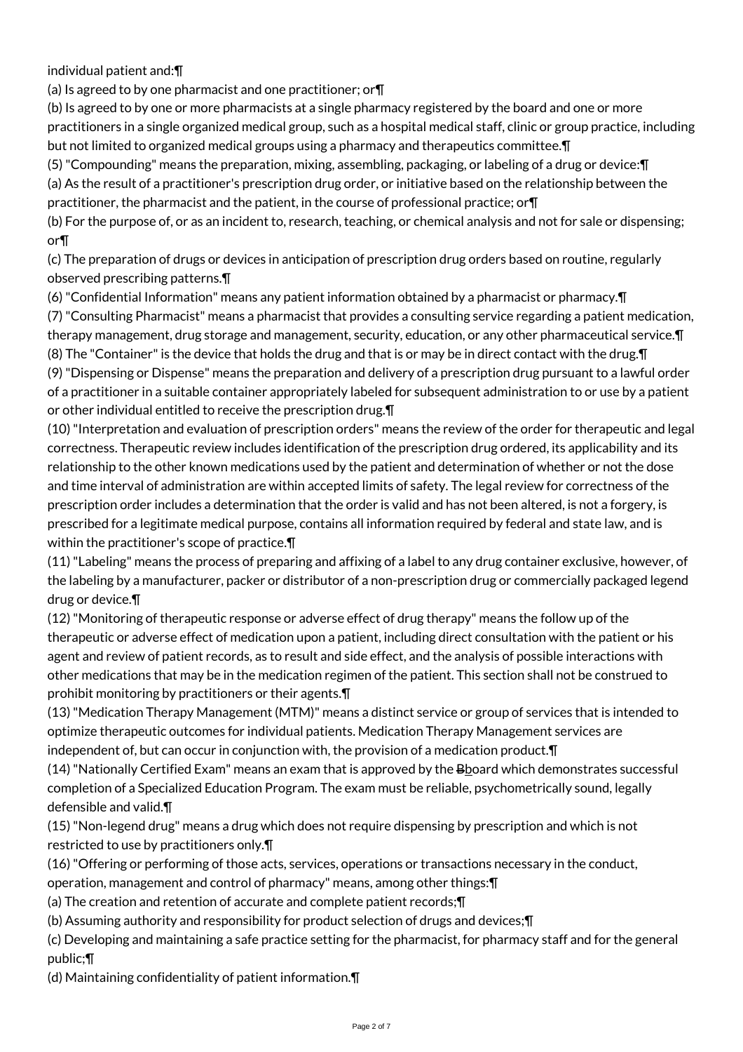individual patient and:¶

(a) Is agreed to by one pharmacist and one practitioner; or¶

(b) Is agreed to by one or more pharmacists at a single pharmacy registered by the board and one or more practitioners in a single organized medical group, such as a hospital medical staff, clinic or group practice, including but not limited to organized medical groups using a pharmacy and therapeutics committee.¶

(5) "Compounding" means the preparation, mixing, assembling, packaging, or labeling of a drug or device:¶

(a) As the result of a practitioner's prescription drug order, or initiative based on the relationship between the practitioner, the pharmacist and the patient, in the course of professional practice; or¶

(b) For the purpose of, or as an incident to, research, teaching, or chemical analysis and not for sale or dispensing; or¶

(c) The preparation of drugs or devices in anticipation of prescription drug orders based on routine, regularly observed prescribing patterns.¶

(6) "Confidential Information" means any patient information obtained by a pharmacist or pharmacy.¶

(7) "Consulting Pharmacist" means a pharmacist that provides a consulting service regarding a patient medication, therapy management, drug storage and management, security, education, or any other pharmaceutical service.¶

(8) The "Container" is the device that holds the drug and that is or may be in direct contact with the drug.¶

(9) "Dispensing or Dispense" means the preparation and delivery of a prescription drug pursuant to a lawful order of a practitioner in a suitable container appropriately labeled for subsequent administration to or use by a patient or other individual entitled to receive the prescription drug.¶

(10) "Interpretation and evaluation of prescription orders" means the review of the order for therapeutic and legal correctness. Therapeutic review includes identification of the prescription drug ordered, its applicability and its relationship to the other known medications used by the patient and determination of whether or not the dose and time interval of administration are within accepted limits of safety. The legal review for correctness of the prescription order includes a determination that the order is valid and has not been altered, is not a forgery, is prescribed for a legitimate medical purpose, contains all information required by federal and state law, and is within the practitioner's scope of practice.¶

(11) "Labeling" means the process of preparing and affixing of a label to any drug container exclusive, however, of the labeling by a manufacturer, packer or distributor of a non-prescription drug or commercially packaged legend drug or device.¶

(12) "Monitoring of therapeutic response or adverse effect of drug therapy" means the follow up of the therapeutic or adverse effect of medication upon a patient, including direct consultation with the patient or his agent and review of patient records, as to result and side effect, and the analysis of possible interactions with other medications that may be in the medication regimen of the patient. This section shall not be construed to prohibit monitoring by practitioners or their agents.¶

(13) "Medication Therapy Management (MTM)" means a distinct service or group of services that is intended to optimize therapeutic outcomes for individual patients. Medication Therapy Management services are independent of, but can occur in conjunction with, the provision of a medication product.¶

(14) "Nationally Certified Exam" means an exam that is approved by the ~~B~~board which demonstrates successful completion of a Specialized Education Program. The exam must be reliable, psychometrically sound, legally defensible and valid.¶

(15) "Non-legend drug" means a drug which does not require dispensing by prescription and which is not restricted to use by practitioners only.¶

(16) "Offering or performing of those acts, services, operations or transactions necessary in the conduct, operation, management and control of pharmacy" means, among other things:¶

(a) The creation and retention of accurate and complete patient records;¶

(b) Assuming authority and responsibility for product selection of drugs and devices;¶

(c) Developing and maintaining a safe practice setting for the pharmacist, for pharmacy staff and for the general public;¶

(d) Maintaining confidentiality of patient information.¶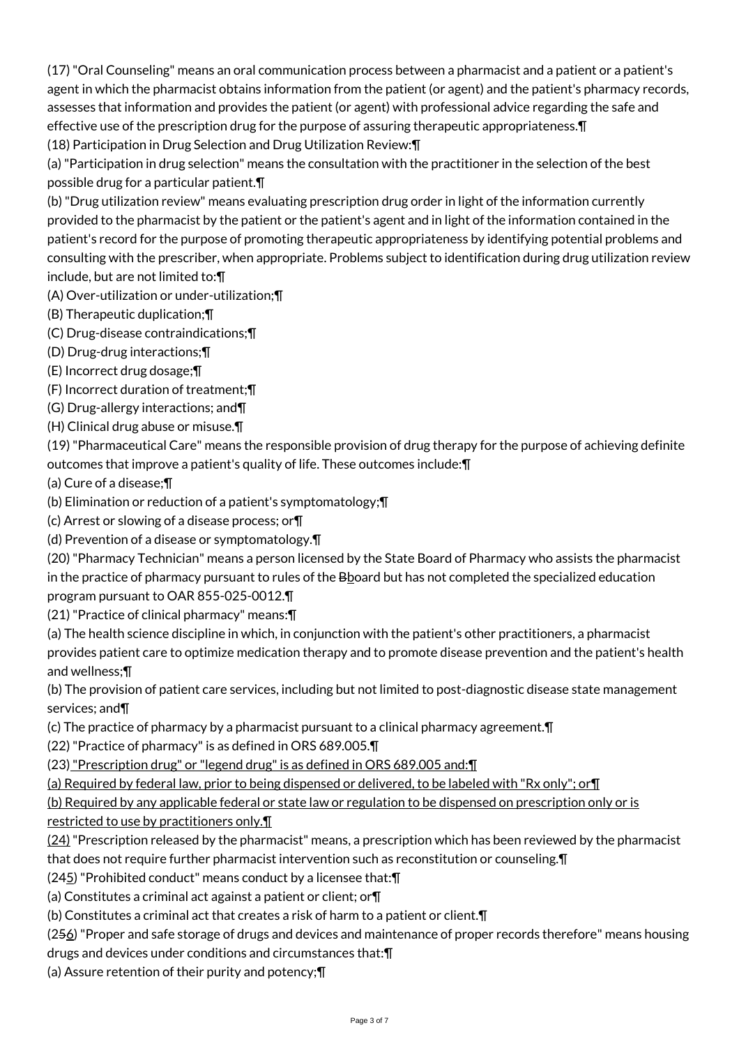(17) "Oral Counseling" means an oral communication process between a pharmacist and a patient or a patient's agent in which the pharmacist obtains information from the patient (or agent) and the patient's pharmacy records, assesses that information and provides the patient (or agent) with professional advice regarding the safe and effective use of the prescription drug for the purpose of assuring therapeutic appropriateness.¶

(18) Participation in Drug Selection and Drug Utilization Review:¶

(a) "Participation in drug selection" means the consultation with the practitioner in the selection of the best possible drug for a particular patient.¶

(b) "Drug utilization review" means evaluating prescription drug order in light of the information currently provided to the pharmacist by the patient or the patient's agent and in light of the information contained in the patient's record for the purpose of promoting therapeutic appropriateness by identifying potential problems and consulting with the prescriber, when appropriate. Problems subject to identification during drug utilization review include, but are not limited to:¶

(A) Over-utilization or under-utilization;¶

(B) Therapeutic duplication;¶

(C) Drug-disease contraindications;¶

(D) Drug-drug interactions;¶

(E) Incorrect drug dosage;¶

(F) Incorrect duration of treatment;¶

(G) Drug-allergy interactions; and¶

(H) Clinical drug abuse or misuse.¶

(19) "Pharmaceutical Care" means the responsible provision of drug therapy for the purpose of achieving definite outcomes that improve a patient's quality of life. These outcomes include:¶

(a) Cure of a disease;¶

(b) Elimination or reduction of a patient's symptomatology;¶

(c) Arrest or slowing of a disease process; or¶

(d) Prevention of a disease or symptomatology.¶

(20) "Pharmacy Technician" means a person licensed by the State Board of Pharmacy who assists the pharmacist in the practice of pharmacy pursuant to rules of the ~~B~~board but has not completed the specialized education program pursuant to OAR 855-025-0012.¶

(21) "Practice of clinical pharmacy" means:¶

(a) The health science discipline in which, in conjunction with the patient's other practitioners, a pharmacist provides patient care to optimize medication therapy and to promote disease prevention and the patient's health and wellness;¶

(b) The provision of patient care services, including but not limited to post-diagnostic disease state management services; and¶

(c) The practice of pharmacy by a pharmacist pursuant to a clinical pharmacy agreement.¶

(22) "Practice of pharmacy" is as defined in ORS 689.005.¶

(23) "Prescription drug" or "legend drug" is as defined in ORS 689.005 and:¶

(a) Required by federal law, prior to being dispensed or delivered, to be labeled with "Rx only"; or¶

(b) Required by any applicable federal or state law or regulation to be dispensed on prescription only or is restricted to use by practitioners only.¶

(24) "Prescription released by the pharmacist" means, a prescription which has been reviewed by the pharmacist that does not require further pharmacist intervention such as reconstitution or counseling.¶

(2~~4~~5) "Prohibited conduct" means conduct by a licensee that:¶

(a) Constitutes a criminal act against a patient or client; or¶

(b) Constitutes a criminal act that creates a risk of harm to a patient or client.¶

(2~~5~~6) "Proper and safe storage of drugs and devices and maintenance of proper records therefore" means housing drugs and devices under conditions and circumstances that:¶

(a) Assure retention of their purity and potency;¶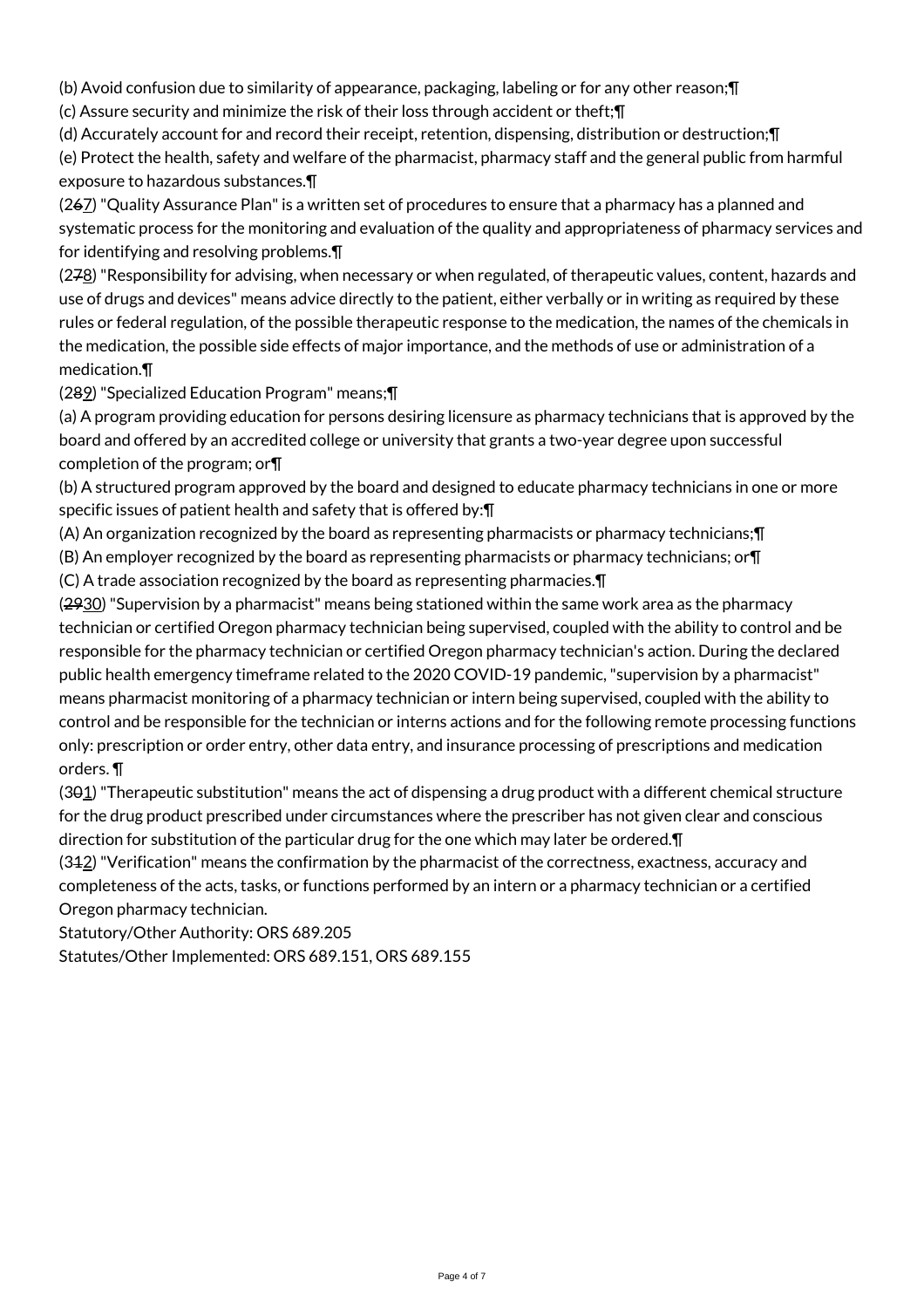(b) Avoid confusion due to similarity of appearance, packaging, labeling or for any other reason;¶

(c) Assure security and minimize the risk of their loss through accident or theft;¶

(d) Accurately account for and record their receipt, retention, dispensing, distribution or destruction;¶

(e) Protect the health, safety and welfare of the pharmacist, pharmacy staff and the general public from harmful exposure to hazardous substances.¶

(2~~6~~7) "Quality Assurance Plan" is a written set of procedures to ensure that a pharmacy has a planned and systematic process for the monitoring and evaluation of the quality and appropriateness of pharmacy services and for identifying and resolving problems.¶

(2~~7~~8) "Responsibility for advising, when necessary or when regulated, of therapeutic values, content, hazards and use of drugs and devices" means advice directly to the patient, either verbally or in writing as required by these rules or federal regulation, of the possible therapeutic response to the medication, the names of the chemicals in the medication, the possible side effects of major importance, and the methods of use or administration of a medication.¶

(2~~8~~9) "Specialized Education Program" means;¶

(a) A program providing education for persons desiring licensure as pharmacy technicians that is approved by the board and offered by an accredited college or university that grants a two-year degree upon successful completion of the program; or¶

(b) A structured program approved by the board and designed to educate pharmacy technicians in one or more specific issues of patient health and safety that is offered by:¶

(A) An organization recognized by the board as representing pharmacists or pharmacy technicians;¶

(B) An employer recognized by the board as representing pharmacists or pharmacy technicians; or¶

(C) A trade association recognized by the board as representing pharmacies.¶

(~~29~~30) "Supervision by a pharmacist" means being stationed within the same work area as the pharmacy technician or certified Oregon pharmacy technician being supervised, coupled with the ability to control and be responsible for the pharmacy technician or certified Oregon pharmacy technician's action. During the declared public health emergency timeframe related to the 2020 COVID-19 pandemic, "supervision by a pharmacist" means pharmacist monitoring of a pharmacy technician or intern being supervised, coupled with the ability to control and be responsible for the technician or interns actions and for the following remote processing functions only: prescription or order entry, other data entry, and insurance processing of prescriptions and medication orders. ¶

(3~~0~~1) "Therapeutic substitution" means the act of dispensing a drug product with a different chemical structure for the drug product prescribed under circumstances where the prescriber has not given clear and conscious direction for substitution of the particular drug for the one which may later be ordered.¶

(3~~1~~2) "Verification" means the confirmation by the pharmacist of the correctness, exactness, accuracy and completeness of the acts, tasks, or functions performed by an intern or a pharmacy technician or a certified Oregon pharmacy technician.

Statutory/Other Authority: ORS 689.205

Statutes/Other Implemented: ORS 689.151, ORS 689.155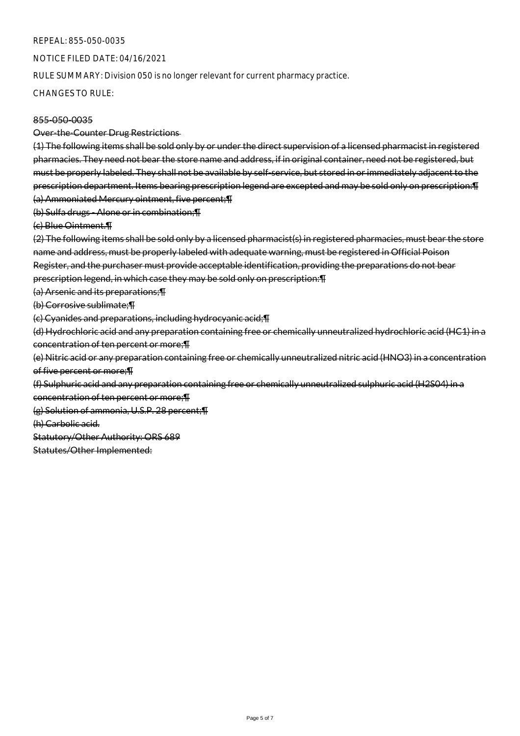REPEAL: 855-050-0035

NOTICE FILED DATE: 04/16/2021

RULE SUMMARY: Division 050 is no longer relevant for current pharmacy practice.

CHANGES TO RULE:

~~855-050-0035~~

~~Over-the-Counter Drug Restrictions~~

~~(1) The following items shall be sold only by or under the direct supervision of a licensed pharmacist in registered pharmacies. They need not bear the store name and address, if in original container, need not be registered, but must be properly labeled. They shall not be available by self-service, but stored in or immediately adjacent to the prescription department. Items bearing prescription legend are excepted and may be sold only on prescription:¶~~

~~(a) Ammoniated Mercury ointment, five percent;¶~~

~~(b) Sulfa drugs - Alone or in combination;¶~~

~~(c) Blue Ointment.¶~~

~~(2) The following items shall be sold only by a licensed pharmacist(s) in registered pharmacies, must bear the store name and address, must be properly labeled with adequate warning, must be registered in Official Poison Register, and the purchaser must provide acceptable identification, providing the preparations do not bear prescription legend, in which case they may be sold only on prescription:¶~~

~~(a) Arsenic and its preparations;¶~~

~~(b) Corrosive sublimate;¶~~

~~(c) Cyanides and preparations, including hydrocyanic acid;¶~~

~~(d) Hydrochloric acid and any preparation containing free or chemically unneutralized hydrochloric acid (HC1) in a concentration of ten percent or more;¶~~

~~(e) Nitric acid or any preparation containing free or chemically unneutralized nitric acid ($HNO_3$) in a concentration of five percent or more;¶~~

~~(f) Sulphuric acid and any preparation containing free or chemically unneutralized sulphuric acid ($H_2SO_4$) in a concentration of ten percent or more;¶~~

~~(g) Solution of ammonia, U.S.P. 28 percent;¶~~

~~(h) Carbolic acid.~~

~~Statutory/Other Authority: ORS 689~~

~~Statutes/Other Implemented:~~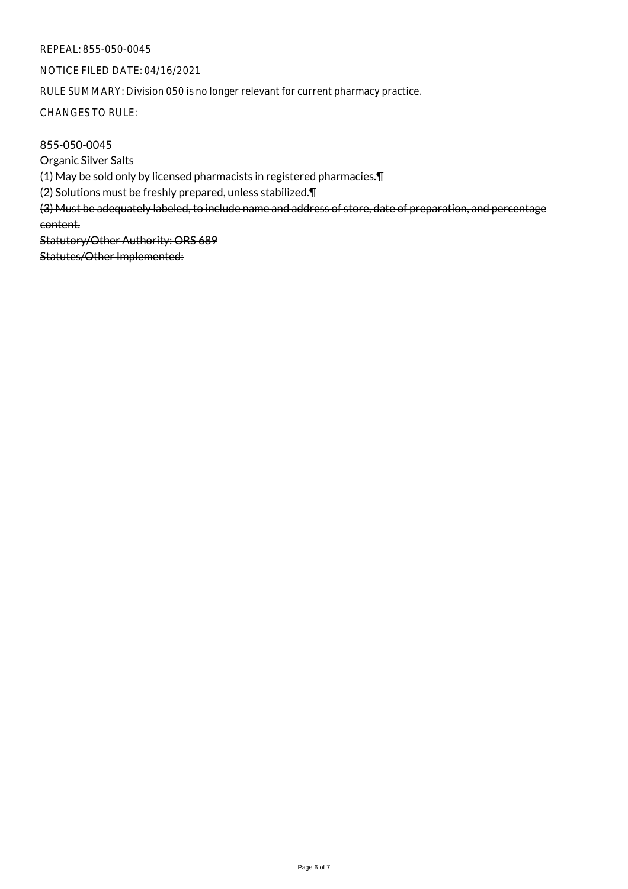REPEAL: 855-050-0045

NOTICE FILED DATE: 04/16/2021

RULE SUMMARY: Division 050 is no longer relevant for current pharmacy practice.

CHANGES TO RULE:

~~855-050-0045~~

~~Organic Silver Salts~~

~~(1) May be sold only by licensed pharmacists in registered pharmacies.¶~~

~~(2) Solutions must be freshly prepared, unless stabilized.¶~~

~~(3) Must be adequately labeled, to include name and address of store, date of preparation, and percentage content.~~

~~Statutory/Other Authority: ORS 689~~

~~Statutes/Other Implemented:~~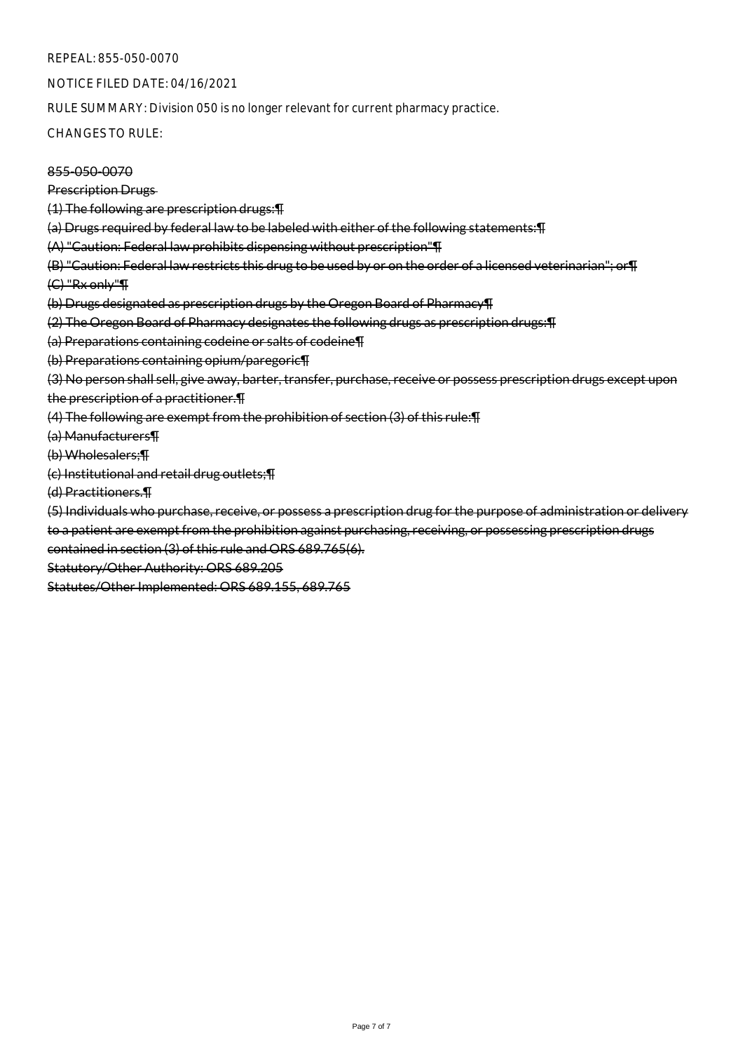REPEAL: 855-050-0070

NOTICE FILED DATE: 04/16/2021

RULE SUMMARY: Division 050 is no longer relevant for current pharmacy practice.

CHANGES TO RULE:

~~855-050-0070~~

~~Prescription Drugs~~

~~(1) The following are prescription drugs:¶~~

~~(a) Drugs required by federal law to be labeled with either of the following statements:¶~~

~~(A) "Caution: Federal law prohibits dispensing without prescription"¶~~

~~(B) "Caution: Federal law restricts this drug to be used by or on the order of a licensed veterinarian"; or¶~~

~~(C) "Rx only"¶~~

~~(b) Drugs designated as prescription drugs by the Oregon Board of Pharmacy¶~~

~~(2) The Oregon Board of Pharmacy designates the following drugs as prescription drugs:¶~~

~~(a) Preparations containing codeine or salts of codeine¶~~

~~(b) Preparations containing opium/paregoric¶~~

~~(3) No person shall sell, give away, barter, transfer, purchase, receive or possess prescription drugs except upon the prescription of a practitioner.¶~~

~~(4) The following are exempt from the prohibition of section (3) of this rule:¶~~

~~(a) Manufacturers¶~~

~~(b) Wholesalers;¶~~

~~(c) Institutional and retail drug outlets;¶~~

~~(d) Practitioners.¶~~

~~(5) Individuals who purchase, receive, or possess a prescription drug for the purpose of administration or delivery to a patient are exempt from the prohibition against purchasing, receiving, or possessing prescription drugs contained in section (3) of this rule and ORS 689.765(6).~~

~~Statutory/Other Authority: ORS 689.205~~

~~Statutes/Other Implemented: ORS 689.155, 689.765~~